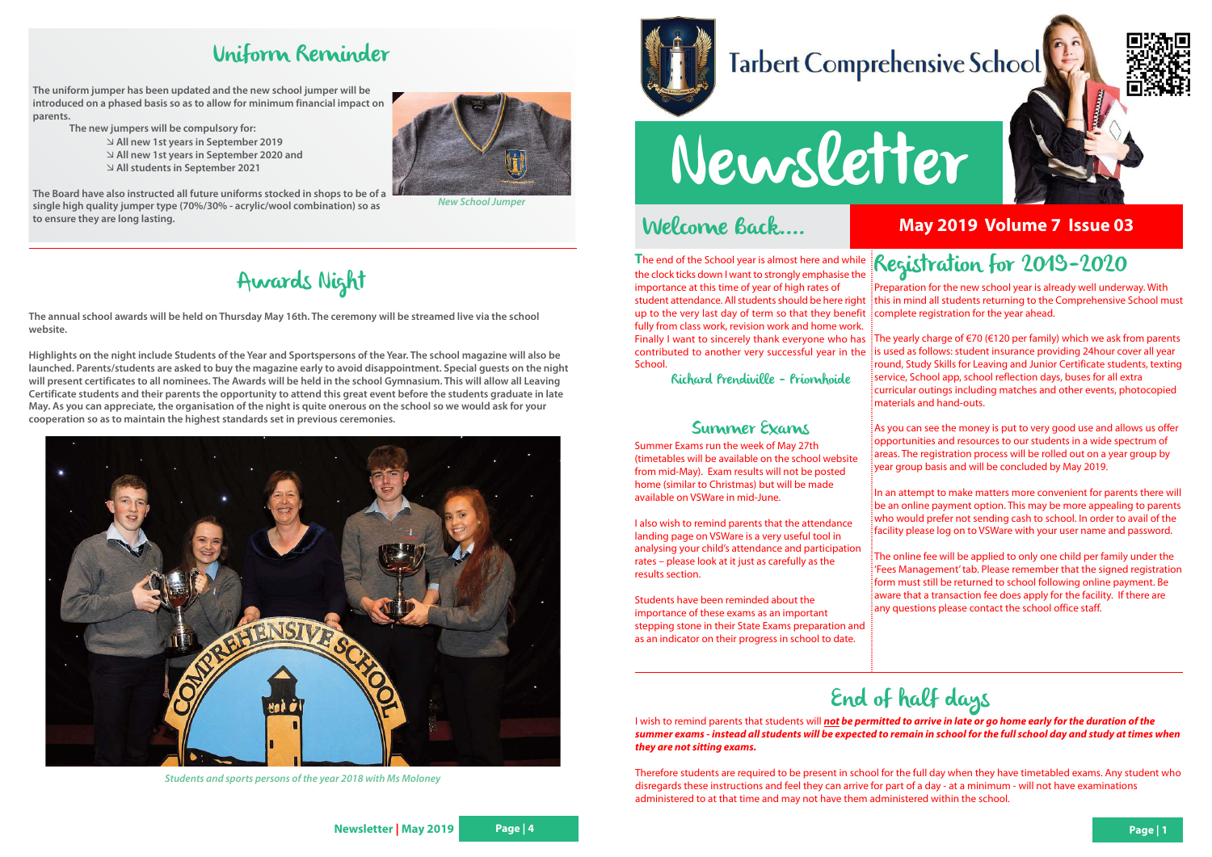## Uniform Reminder

**The uniform jumper has been updated and the new school jumper will be introduced on a phased basis so as to allow for minimum financial impact on parents.**

**The new jumpers will be compulsory for:**

- **All new 1st years in September 2019**
- **All new 1st years in September 2020 and**
- **All students in September 2021**

**The Board have also instructed all future uniforms stocked in shops to be of a single high quality jumper type (70%/30% - acrylic/wool combination) so as to ensure they are long lasting.**

*New School Jumper*

## Awards Night

**The annual school awards will be held on Thursday May 16th. The ceremony will be streamed live via the school website.**

**Highlights on the night include Students of the Year and Sportspersons of the Year. The school magazine will also be launched. Parents/students are asked to buy the magazine early to avoid disappointment. Special guests on the night will present certificates to all nominees. The Awards will be held in the school Gymnasium. This will allow all Leaving Certificate students and their parents the opportunity to attend this great event before the students graduate in late May. As you can appreciate, the organisation of the night is quite onerous on the school so we would ask for your cooperation so as to maintain the highest standards set in previous ceremonies.**

*Students and sports persons of the year 2018 with Ms Moloney*

# Tarbert Comprehensive School

# Newsletter

**May 2019 Volume 7 Issue 03**

## Welcome Back....

The end of the School year is almost here and while the clock ticks down I want to strongly emphasise the importance at this time of year of high rates of student attendance. All students should be here right up to the very last day of term so that they benefit fully from class work, revision work and home work. Finally I want to sincerely thank everyone who has contributed to another very successful year in the School.

Richard Prendiville - Príomhoide

## Summer Exams

Summer Exams run the week of May 27th (timetables will be available on the school website from mid-May). Exam results will not be posted home (similar to Christmas) but will be made available on VSWare in mid-June.

I also wish to remind parents that the attendance landing page on VSWare is a very useful tool in analysing your child's attendance and participation rates – please look at it just as carefully as the results section.

Students have been reminded about the importance of these exams as an important stepping stone in their State Exams preparation and as an indicator on their progress in school to date.

## Registration for 2019-2020

Preparation for the new school year is already well underway. With this in mind all students returning to the Comprehensive School must complete registration for the year ahead.

The yearly charge of €70 (€120 per family) which we ask from parents is used as follows: student insurance providing 24hour cover all year round, Study Skills for Leaving and Junior Certificate students, texting service, School app, school reflection days, buses for all extra curricular outings including matches and other events, photocopied materials and hand-outs.

As you can see the money is put to very good use and allows us offer opportunities and resources to our students in a wide spectrum of areas. The registration process will be rolled out on a year group by year group basis and will be concluded by May 2019.

In an attempt to make matters more convenient for parents there will be an online payment option. This may be more appealing to parents who would prefer not sending cash to school. In order to avail of the facility please log on to VSWare with your user name and password.

The online fee will be applied to only one child per family under the 'Fees Management' tab. Please remember that the signed registration form must still be returned to school following online payment. Be aware that a transaction fee does apply for the facility. If there are any questions please contact the school office staff.

## End of half days

I wish to remind parents that students will ***not* be permitted to arrive in late or go home early for the duration of the summer exams - instead all students will be expected to remain in school for the full school day and study at times when they are not sitting exams.**

Therefore students are required to be present in school for the full day when they have timetabled exams. Any student who disregards these instructions and feel they can arrive for part of a day - at a minimum - will not have examinations administered to at that time and may not have them administered within the school.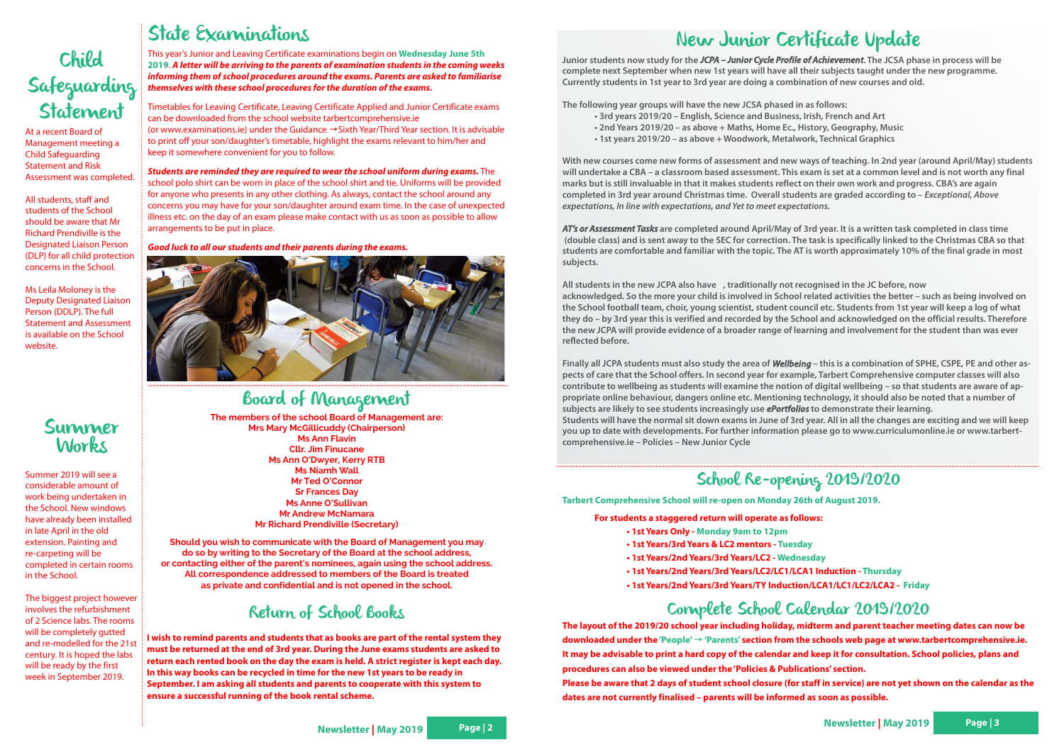# Child Safeguarding Statement

At a recent Board of Management meeting a Child Safeguarding Statement and Risk Assessment was completed.

All students, staff and students of the School should be aware that Mr Richard Prendiville is the Designated Liaison Person (DLP) for all child protection concerns in the School.

Ms Leila Moloney is the Deputy Designated Liaison Person (DDLP). The full Statement and Assessment is available on the School website.

# Summer Works

Summer 2019 will see a considerable amount of work being undertaken in the School. New windows have already been installed in late April in the old extension. Painting and re-carpeting will be completed in certain rooms in the School.

The biggest project however involves the refurbishment of 2 Science labs. The rooms will be completely gutted and re-modelled for the 21st century. It is hoped the labs will be ready by the first week in September 2019.

# State Examinations

This year's Junior and Leaving Certificate examinations begin on **Wednesday June 5th 2019**. ***A letter will be arriving to the parents of examination students in the coming weeks informing them of school procedures around the exams. Parents are asked to familiarise themselves with these school procedures for the duration of the exams.***

Timetables for Leaving Certificate, Leaving Certificate Applied and Junior Certificate exams can be downloaded from the school website tarbertcomprehensive.ie (or www.examinations.ie) under the Guidance →Sixth Year/Third Year section. It is advisable to print off your son/daughter's timetable, highlight the exams relevant to him/her and keep it somewhere convenient for you to follow.

***Students are reminded they are required to wear the school uniform during exams.*** The school polo shirt can be worn in place of the school shirt and tie. Uniforms will be provided for anyone who presents in any other clothing. As always, contact the school around any concerns you may have for your son/daughter around exam time. In the case of unexpected illness etc. on the day of an exam please make contact with us as soon as possible to allow arrangements to be put in place.

***Good luck to all our students and their parents during the exams.***

# Board of Management

**The members of the school Board of Management are:**
**Mrs Mary McGillicuddy (Chairperson)**
**Ms Ann Flavin**
**Cllr. Jim Finucane**
**Ms Ann O'Dwyer, Kerry RTB**
**Ms Niamh Wall**
**Mr Ted O'Connor**
**Sr Frances Day**
**Ms Anne O'Sullivan**
**Mr Andrew McNamara**
**Mr Richard Prendiville (Secretary)**

**Should you wish to communicate with the Board of Management you may do so by writing to the Secretary of the Board at the school address, or contacting either of the parent's nominees, again using the school address. All correspondence addressed to members of the Board is treated as private and confidential and is not opened in the school.**

# Return of School Books

**I wish to remind parents and students that as books are part of the rental system they must be returned at the end of 3rd year. During the June exams students are asked to return each rented book on the day the exam is held. A strict register is kept each day. In this way books can be recycled in time for the new 1st years to be ready in September. I am asking all students and parents to cooperate with this system to ensure a successful running of the book rental scheme.**

# New Junior Certificate Update

**Junior students now study for the *JCPA – Junior Cycle Profile of Achievement*. The JCSA phase in process will be complete next September when new 1st years will have all their subjects taught under the new programme. Currently students in 1st year to 3rd year are doing a combination of new courses and old.**

**The following year groups will have the new JCSA phased in as follows:**

- **3rd years 2019/20 – English, Science and Business, Irish, French and Art**
- **2nd Years 2019/20 – as above + Maths, Home Ec., History, Geography, Music**
- **1st years 2019/20 – as above + Woodwork, Metalwork, Technical Graphics**

**With new courses come new forms of assessment and new ways of teaching. In 2nd year (around April/May) students will undertake a CBA – a classroom based assessment. This exam is set at a common level and is not worth any final marks but is still invaluable in that it makes students reflect on their own work and progress. CBA's are again completed in 3rd year around Christmas time. Overall students are graded according to – *Exceptional, Above expectations, In line with expectations, and Yet to meet expectations.***

***AT's or Assessment Tasks* are completed around April/May of 3rd year. It is a written task completed in class time (double class) and is sent away to the SEC for correction. The task is specifically linked to the Christmas CBA so that students are comfortable and familiar with the topic. The AT is worth approximately 10% of the final grade in most subjects.**

**All students in the new JCPA also have , traditionally not recognised in the JC before, now acknowledged. So the more your child is involved in School related activities the better – such as being involved on the School football team, choir, young scientist, student council etc. Students from 1st year will keep a log of what they do – by 3rd year this is verified and recorded by the School and acknowledged on the official results. Therefore the new JCPA will provide evidence of a broader range of learning and involvement for the student than was ever reflected before.**

**Finally all JCPA students must also study the area of *Wellbeing* – this is a combination of SPHE, CSPE, PE and other aspects of care that the School offers. In second year for example, Tarbert Comprehensive computer classes will also contribute to wellbeing as students will examine the notion of digital wellbeing – so that students are aware of appropriate online behaviour, dangers online etc. Mentioning technology, it should also be noted that a number of subjects are likely to see students increasingly use *ePortfolios* to demonstrate their learning.**
**Students will have the normal sit down exams in June of 3rd year. All in all the changes are exciting and we will keep you up to date with developments. For further information please go to www.curriculumonline.ie or www.tarbert-comprehensive.ie – Policies – New Junior Cycle**

# School Re-opening 2019/2020

**Tarbert Comprehensive School will re-open on Monday 26th of August 2019.**

**For students a staggered return will operate as follows:**

- **1st Years Only - Monday 9am to 12pm**
- **1st Years/3rd Years & LC2 mentors - Tuesday**
- **1st Years/2nd Years/3rd Years/LC2 - Wednesday**
- **1st Years/2nd Years/3rd Years/LC2/LC1/LCA1 Induction - Thursday**
- **1st Years/2nd Years/3rd Years/TY Induction/LCA1/LC1/LC2/LCA2 - Friday**

# Complete School Calendar 2019/2020

**The layout of the 2019/20 school year including holiday, midterm and parent teacher meeting dates can now be downloaded under the 'People' → 'Parents' section from the schools web page at www.tarbertcomprehensive.ie. It may be advisable to print a hard copy of the calendar and keep it for consultation. School policies, plans and procedures can also be viewed under the 'Policies & Publications' section.**

**Please be aware that 2 days of student school closure (for staff in service) are not yet shown on the calendar as the dates are not currently finalised – parents will be informed as soon as possible.**